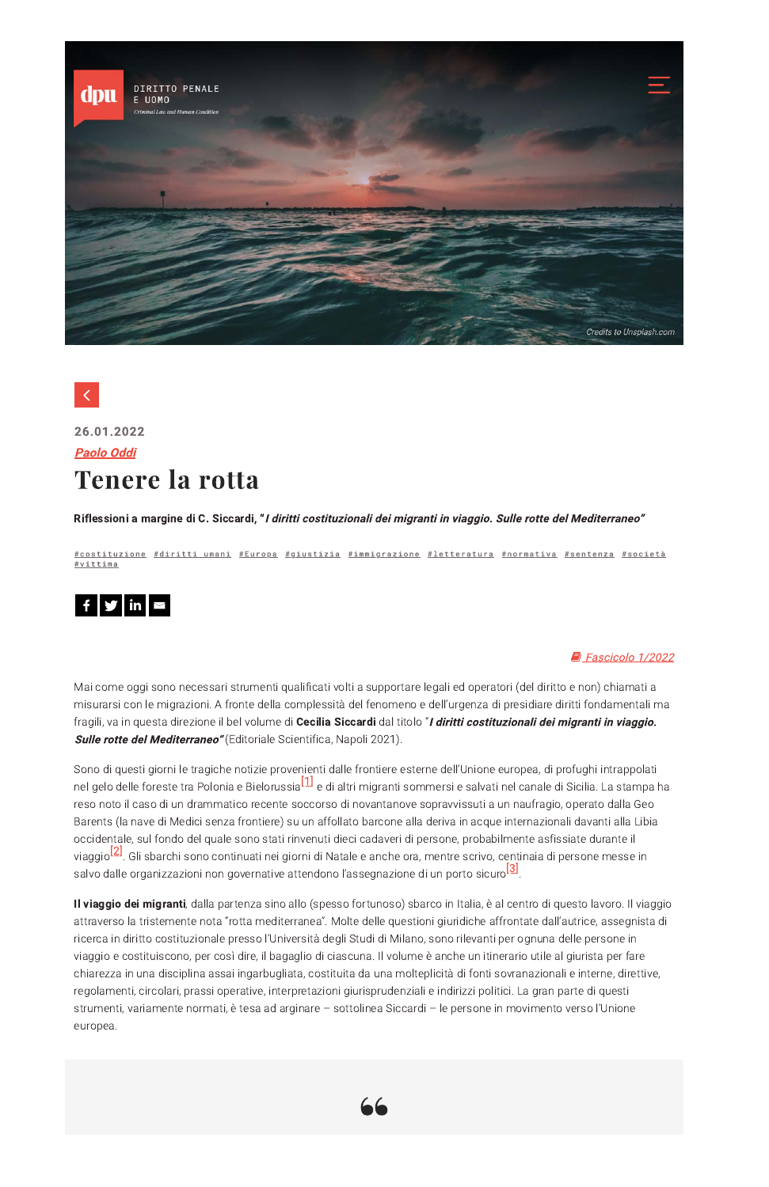DIRITTO PENALE E UOMO

Criminal Law and Human Condition

Credits to Unsplash.com

26.01.2022

Paolo Oddi

# Tenere la rotta

**Riflessioni a margine di C. Siccardi, "*I diritti costituzionali dei migranti in viaggio. Sulle rotte del Mediterraneo*"**

#costituzione #diritti umani #Europa #giustizia #immigrazione #letteratura #normativa #sentenza #società #vittima

Fascicolo 1/2022

Mai come oggi sono necessari strumenti qualificati volti a supportare legali ed operatori (del diritto e non) chiamati a misurarsi con le migrazioni. A fronte della complessità del fenomeno e dell'urgenza di presidiare diritti fondamentali ma fragili, va in questa direzione il bel volume di **Cecilia Siccardi** dal titolo "***I diritti costituzionali dei migranti in viaggio. Sulle rotte del Mediterraneo"*** (Editoriale Scientifica, Napoli 2021).

Sono di questi giorni le tragiche notizie provenienti dalle frontiere esterne dell'Unione europea, di profughi intrappolati nel gelo delle foreste tra Polonia e Bielorussia[1] e di altri migranti sommersi e salvati nel canale di Sicilia. La stampa ha reso noto il caso di un drammatico recente soccorso di novantanove sopravvissuti a un naufragio, operato dalla Geo Barents (la nave di Medici senza frontiere) su un affollato barcone alla deriva in acque internazionali davanti alla Libia occidentale, sul fondo del quale sono stati rinvenuti dieci cadaveri di persone, probabilmente asfissiate durante il viaggio[2]. Gli sbarchi sono continuati nei giorni di Natale e anche ora, mentre scrivo, centinaia di persone messe in salvo dalle organizzazioni non governative attendono l'assegnazione di un porto sicuro[3].

**Il viaggio dei migranti**, dalla partenza sino allo (spesso fortunoso) sbarco in Italia, è al centro di questo lavoro. Il viaggio attraverso la tristemente nota "rotta mediterranea". Molte delle questioni giuridiche affrontate dall'autrice, assegnista di ricerca in diritto costituzionale presso l'Università degli Studi di Milano, sono rilevanti per ognuna delle persone in viaggio e costituiscono, per così dire, il bagaglio di ciascuna. Il volume è anche un itinerario utile al giurista per fare chiarezza in una disciplina assai ingarbugliata, costituita da una molteplicità di fonti sovranazionali e interne, direttive, regolamenti, circolari, prassi operative, interpretazioni giurisprudenziali e indirizzi politici. La gran parte di questi strumenti, variamente normati, è tesa ad arginare – sottolinea Siccardi – le persone in movimento verso l'Unione europea.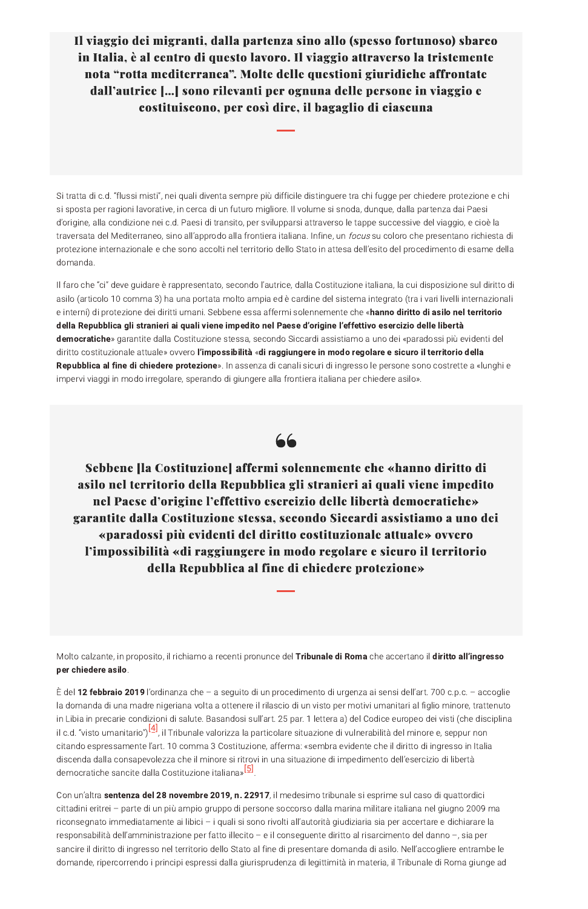> **Il viaggio dei migranti, dalla partenza sino allo (spesso fortunoso) sbarco in Italia, è al centro di questo lavoro. Il viaggio attraverso la tristemente nota "rotta mediterranea". Molte delle questioni giuridiche affrontate dall'autrice [...] sono rilevanti per ognuna delle persone in viaggio e costituiscono, per così dire, il bagaglio di ciascuna**

Si tratta di c.d. "flussi misti", nei quali diventa sempre più difficile distinguere tra chi fugge per chiedere protezione e chi si sposta per ragioni lavorative, in cerca di un futuro migliore. Il volume si snoda, dunque, dalla partenza dai Paesi d'origine, alla condizione nei c.d. Paesi di transito, per svilupparsi attraverso le tappe successive del viaggio, e cioè la traversata del Mediterraneo, sino all'approdo alla frontiera italiana. Infine, un *focus* su coloro che presentano richiesta di protezione internazionale e che sono accolti nel territorio dello Stato in attesa dell'esito del procedimento di esame della domanda.

Il faro che "ci" deve guidare è rappresentato, secondo l'autrice, dalla Costituzione italiana, la cui disposizione sul diritto di asilo (articolo 10 comma 3) ha una portata molto ampia ed è cardine del sistema integrato (tra i vari livelli internazionali e interni) di protezione dei diritti umani. Sebbene essa affermi solennemente che «**hanno diritto di asilo nel territorio della Repubblica gli stranieri ai quali viene impedito nel Paese d'origine l'effettivo esercizio delle libertà democratiche**» garantite dalla Costituzione stessa, secondo Siccardi assistiamo a uno dei «paradossi più evidenti del diritto costituzionale attuale» ovvero **l'impossibilità** «**di raggiungere in modo regolare e sicuro il territorio della Repubblica al fine di chiedere protezione**». In assenza di canali sicuri di ingresso le persone sono costrette a «lunghi e impervi viaggi in modo irregolare, sperando di giungere alla frontiera italiana per chiedere asilo».

> **Sebbene [la Costituzione] affermi solennemente che «hanno diritto di asilo nel territorio della Repubblica gli stranieri ai quali viene impedito nel Paese d'origine l'effettivo esercizio delle libertà democratiche» garantite dalla Costituzione stessa, secondo Siccardi assistiamo a uno dei «paradossi più evidenti del diritto costituzionale attuale» ovvero l'impossibilità «di raggiungere in modo regolare e sicuro il territorio della Repubblica al fine di chiedere protezione»**

Molto calzante, in proposito, il richiamo a recenti pronunce del **Tribunale di Roma** che accertano il **diritto all'ingresso per chiedere asilo**.

È del **12 febbraio 2019** l'ordinanza che – a seguito di un procedimento di urgenza ai sensi dell'art. 700 c.p.c. – accoglie la domanda di una madre nigeriana volta a ottenere il rilascio di un visto per motivi umanitari al figlio minore, trattenuto in Libia in precarie condizioni di salute. Basandosi sull'art. 25 par. 1 lettera a) del Codice europeo dei visti (che disciplina il c.d. "visto umanitario")[4], il Tribunale valorizza la particolare situazione di vulnerabilità del minore e, seppur non citando espressamente l'art. 10 comma 3 Costituzione, afferma: «sembra evidente che il diritto di ingresso in Italia discenda dalla consapevolezza che il minore si ritrovi in una situazione di impedimento dell'esercizio di libertà democratiche sancite dalla Costituzione italiana»[5].

Con un'altra **sentenza del 28 novembre 2019, n. 22917**, il medesimo tribunale si esprime sul caso di quattordici cittadini eritrei – parte di un più ampio gruppo di persone soccorso dalla marina militare italiana nel giugno 2009 ma riconsegnato immediatamente ai libici – i quali si sono rivolti all'autorità giudiziaria sia per accertare e dichiarare la responsabilità dell'amministrazione per fatto illecito – e il conseguente diritto al risarcimento del danno –, sia per sancire il diritto di ingresso nel territorio dello Stato al fine di presentare domanda di asilo. Nell'accogliere entrambe le domande, ripercorrendo i principi espressi dalla giurisprudenza di legittimità in materia, il Tribunale di Roma giunge ad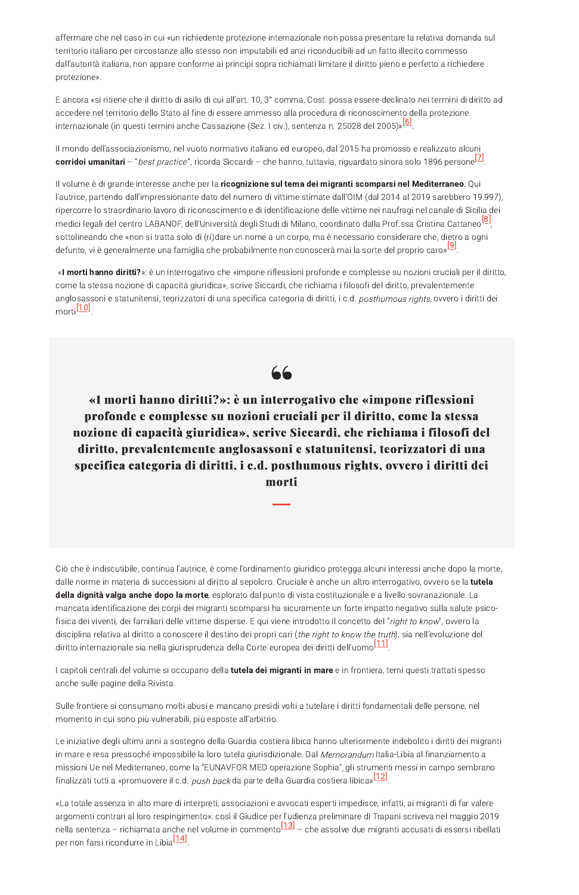affermare che nel caso in cui «un richiedente protezione internazionale non possa presentare la relativa domanda sul territorio italiano per circostanze allo stesso non imputabili ed anzi riconducibili ad un fatto illecito commesso dall'autorità italiana, non appare conforme ai principi sopra richiamati limitare il diritto pieno e perfetto a richiedere protezione».

E ancora «si ritiene che il diritto di asilo di cui all'art. 10, 3° comma, Cost. possa essere declinato nei termini di diritto ad accedere nel territorio dello Stato al fine di essere ammesso alla procedura di riconoscimento della protezione internazionale (in questi termini anche Cassazione (Sez. I civ.), sentenza n. 25028 del 2005)»[6].

Il mondo dell'associazionismo, nel vuoto normativo italiano ed europeo, dal 2015 ha promosso e realizzato alcuni **corridoi umanitari** – "*best practice*", ricorda Siccardi – che hanno, tuttavia, riguardato sinora solo 1896 persone[7].

Il volume è di grande interesse anche per la **ricognizione sul tema dei migranti scomparsi nel Mediterraneo**. Qui l'autrice, partendo dall'impressionante dato del numero di vittime stimate dall'OIM (dal 2014 al 2019 sarebbero 19.997), ripercorre lo straordinario lavoro di riconoscimento e di identificazione delle vittime nei naufragi nel canale di Sicilia dei medici legali del centro LABANOF, dell'Università degli Studi di Milano, coordinato dalla Prof.ssa Cristina Cattaneo[8], sottolineando che «non si tratta solo di (ri)dare un nome a un corpo, ma è necessario considerare che, dietro a ogni defunto, vi è generalmente una famiglia che probabilmente non conoscerà mai la sorte del proprio caro»[9].

«**I morti hanno diritti?**»: è un interrogativo che «impone riflessioni profonde e complesse su nozioni cruciali per il diritto, come la stessa nozione di capacità giuridica», scrive Siccardi, che richiama i filosofi del diritto, prevalentemente anglosassoni e statunitensi, teorizzatori di una specifica categoria di diritti, i c.d. *posthumous rights*, ovvero i diritti dei morti[10].

> **«I morti hanno diritti?»: è un interrogativo che «impone riflessioni profonde e complesse su nozioni cruciali per il diritto, come la stessa nozione di capacità giuridica», scrive Siccardi, che richiama i filosofi del diritto, prevalentemente anglosassoni e statunitensi, teorizzatori di una specifica categoria di diritti, i c.d. posthumous rights, ovvero i diritti dei morti**

Ciò che è indiscutibile, continua l'autrice, è come l'ordinamento giuridico protegga alcuni interessi anche dopo la morte, dalle norme in materia di successioni al diritto al sepolcro. Cruciale è anche un altro interrogativo, ovvero se la **tutela della dignità valga anche dopo la morte**, esplorato dal punto di vista costituzionale e a livello sovranazionale. La mancata identificazione dei corpi dei migranti scomparsi ha sicuramente un forte impatto negativo sulla salute psico-fisica dei viventi, dei familiari delle vittime disperse. E qui viene introdotto il concetto del "*right to know*", ovvero la disciplina relativa al diritto a conoscere il destino dei propri cari (*the right to know the truth*), sia nell'evoluzione del diritto internazionale sia nella giurisprudenza della Corte europea dei diritti dell'uomo[11].

I capitoli centrali del volume si occupano della **tutela dei migranti in mare** e in frontiera, temi questi trattati spesso anche sulle pagine della Rivista.

Sulle frontiere si consumano molti abusi e mancano presìdi volti a tutelare i diritti fondamentali delle persone, nel momento in cui sono più vulnerabili, più esposte all'arbitrio.

Le iniziative degli ultimi anni a sostegno della Guardia costiera libica hanno ulteriormente indebolito i diritti dei migranti in mare e resa pressoché impossibile la loro tutela giurisdizionale. Dal *Memorandum* Italia-Libia al finanziamento a missioni Ue nel Mediterraneo, come la "EUNAVFOR MED operazione Sophia", gli strumenti messi in campo sembrano finalizzati tutti a «promuovere il c.d. *push back* da parte della Guardia costiera libica»[12].

«La totale assenza in alto mare di interpreti, associazioni e avvocati esperti impedisce, infatti, ai migranti di far valere argomenti contrari al loro respingimento»: così il Giudice per l'udienza preliminare di Trapani scriveva nel maggio 2019 nella sentenza – richiamata anche nel volume in commento[13] – che assolve due migranti accusati di essersi ribellati per non farsi ricondurre in Libia[14].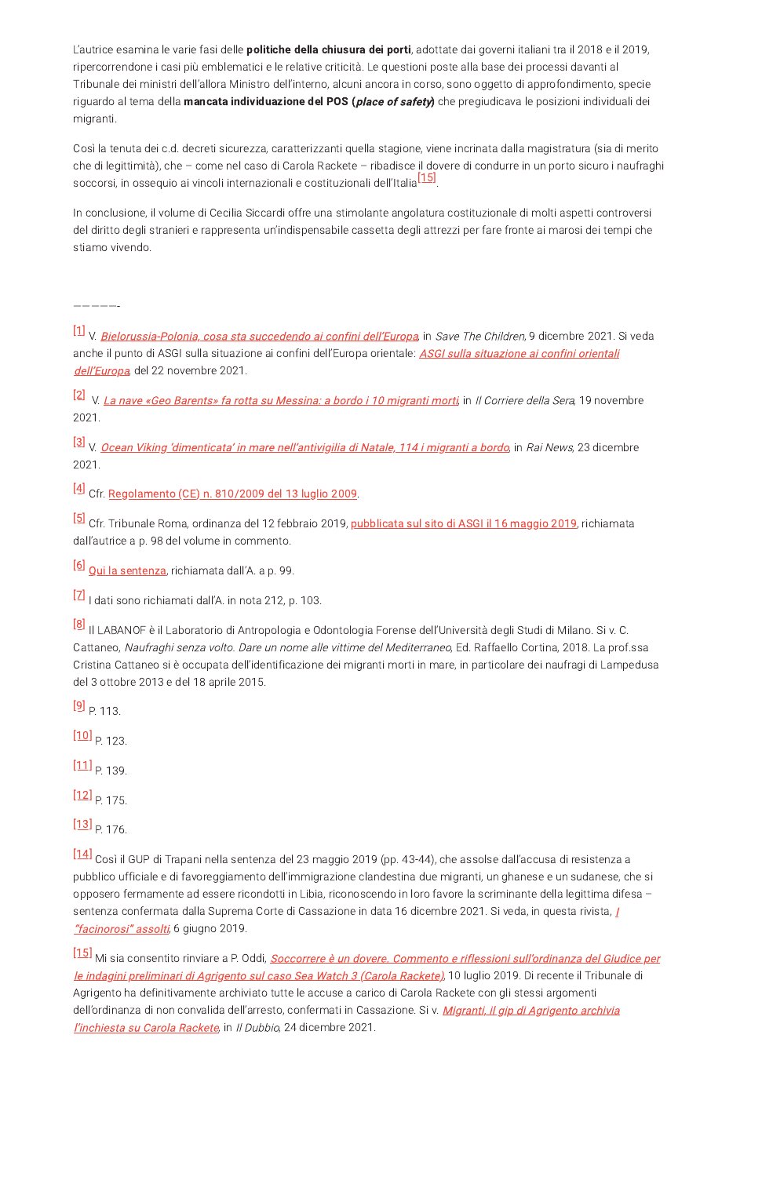L'autrice esamina le varie fasi delle **politiche della chiusura dei porti**, adottate dai governi italiani tra il 2018 e il 2019, ripercorrendone i casi più emblematici e le relative criticità. Le questioni poste alla base dei processi davanti al Tribunale dei ministri dell'allora Ministro dell'interno, alcuni ancora in corso, sono oggetto di approfondimento, specie riguardo al tema della **mancata individuazione del POS (*place of safety*)** che pregiudicava le posizioni individuali dei migranti.

Così la tenuta dei c.d. decreti sicurezza, caratterizzanti quella stagione, viene incrinata dalla magistratura (sia di merito che di legittimità), che – come nel caso di Carola Rackete – ribadisce il dovere di condurre in un porto sicuro i naufraghi soccorsi, in ossequio ai vincoli internazionali e costituzionali dell'Italia[15].

In conclusione, il volume di Cecilia Siccardi offre una stimolante angolatura costituzionale di molti aspetti controversi del diritto degli stranieri e rappresenta un'indispensabile cassetta degli attrezzi per fare fronte ai marosi dei tempi che stiamo vivendo.

—————-

[1] V. *Bielorussia-Polonia, cosa sta succedendo ai confini dell'Europa*, in *Save The Children*, 9 dicembre 2021. Si veda anche il punto di ASGI sulla situazione ai confini dell'Europa orientale: *ASGI sulla situazione ai confini orientali dell'Europa*, del 22 novembre 2021.

[2] V. *La nave «Geo Barents» fa rotta su Messina: a bordo i 10 migranti morti*, in *Il Corriere della Sera*, 19 novembre 2021.

[3] V. *Ocean Viking 'dimenticata' in mare nell'antivigilia di Natale, 114 i migranti a bordo*, in *Rai News*, 23 dicembre 2021.

[4] Cfr. Regolamento (CE) n. 810/2009 del 13 luglio 2009.

[5] Cfr. Tribunale Roma, ordinanza del 12 febbraio 2019, pubblicata sul sito di ASGI il 16 maggio 2019, richiamata dall'autrice a p. 98 del volume in commento.

[6] Qui la sentenza, richiamata dall'A. a p. 99.

[7] I dati sono richiamati dall'A. in nota 212, p. 103.

[8] Il LABANOF è il Laboratorio di Antropologia e Odontologia Forense dell'Università degli Studi di Milano. Si v. C. Cattaneo, *Naufraghi senza volto. Dare un nome alle vittime del Mediterraneo*, Ed. Raffaello Cortina, 2018. La prof.ssa Cristina Cattaneo si è occupata dell'identificazione dei migranti morti in mare, in particolare dei naufragi di Lampedusa del 3 ottobre 2013 e del 18 aprile 2015.

[9] P. 113.

[10] P. 123.

[11] P. 139.

[12] P. 175.

[13] P. 176.

[14] Così il GUP di Trapani nella sentenza del 23 maggio 2019 (pp. 43-44), che assolse dall'accusa di resistenza a pubblico ufficiale e di favoreggiamento dell'immigrazione clandestina due migranti, un ghanese e un sudanese, che si opposero fermamente ad essere ricondotti in Libia, riconoscendo in loro favore la scriminante della legittima difesa – sentenza confermata dalla Suprema Corte di Cassazione in data 16 dicembre 2021. Si veda, in questa rivista, *I "facinorosi" assolti*, 6 giugno 2019.

[15] Mi sia consentito rinviare a P. Oddi, *Soccorrere è un dovere. Commento e riflessioni sull'ordinanza del Giudice per le indagini preliminari di Agrigento sul caso Sea Watch 3 (Carola Rackete)*, 10 luglio 2019. Di recente il Tribunale di Agrigento ha definitivamente archiviato tutte le accuse a carico di Carola Rackete con gli stessi argomenti dell'ordinanza di non convalida dell'arresto, confermati in Cassazione. Si v. *Migranti, il gip di Agrigento archivia l'inchiesta su Carola Rackete*, in *Il Dubbio*, 24 dicembre 2021.